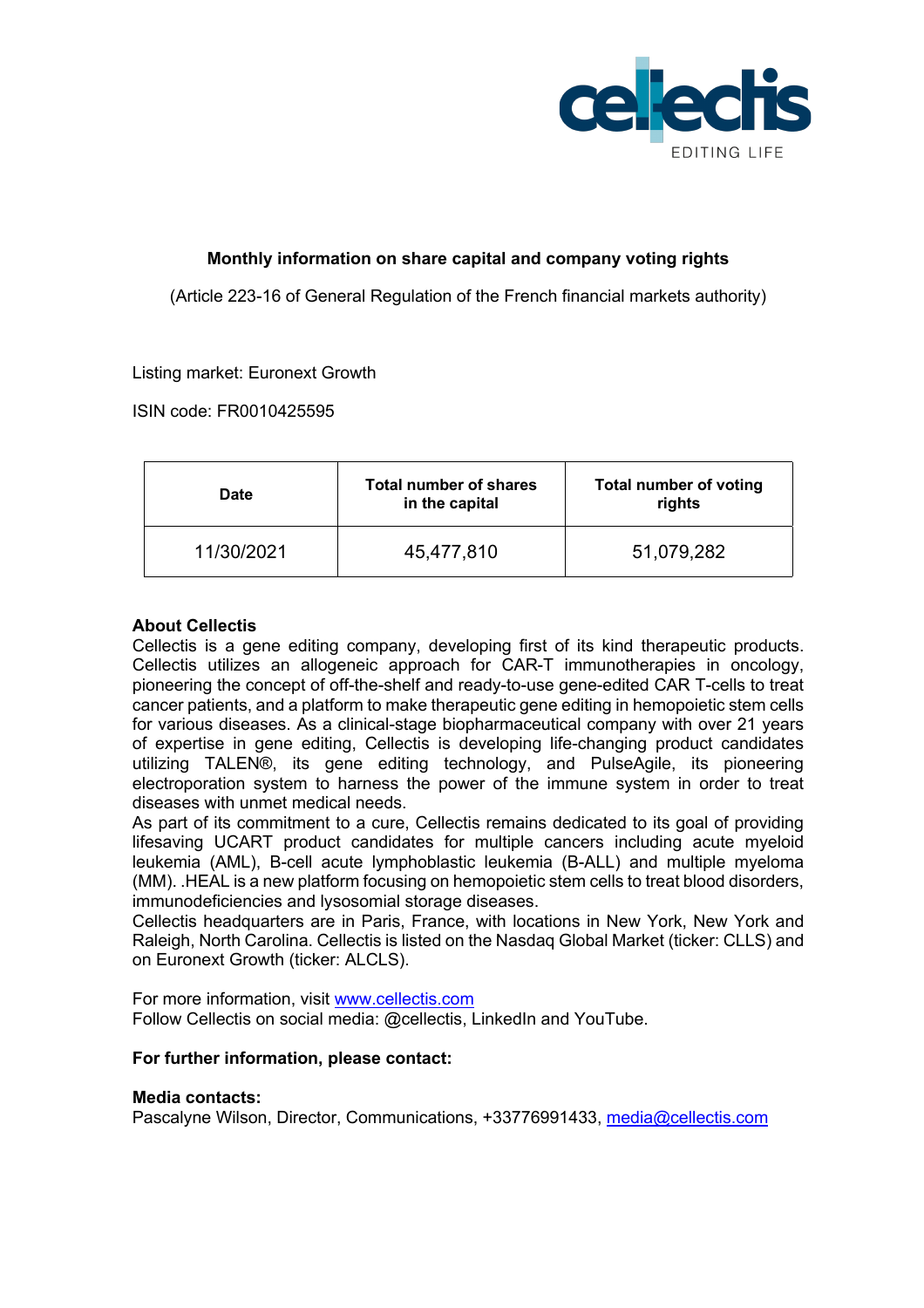**Monthly information on share capital and company voting rights**

(Article 223-16 of General Regulation of the French financial markets authority)

Listing market: Euronext Growth

ISIN code: FR0010425595

| Date | Total number of shares in the capital | Total number of voting rights |
|---|---|---|
| 11/30/2021 | 45,477,810 | 51,079,282 |

**About Cellectis**

Cellectis is a gene editing company, developing first of its kind therapeutic products. Cellectis utilizes an allogeneic approach for CAR-T immunotherapies in oncology, pioneering the concept of off-the-shelf and ready-to-use gene-edited CAR T-cells to treat cancer patients, and a platform to make therapeutic gene editing in hemopoietic stem cells for various diseases. As a clinical-stage biopharmaceutical company with over 21 years of expertise in gene editing, Cellectis is developing life-changing product candidates utilizing TALEN®, its gene editing technology, and PulseAgile, its pioneering electroporation system to harness the power of the immune system in order to treat diseases with unmet medical needs.

As part of its commitment to a cure, Cellectis remains dedicated to its goal of providing lifesaving UCART product candidates for multiple cancers including acute myeloid leukemia (AML), B-cell acute lymphoblastic leukemia (B-ALL) and multiple myeloma (MM). .HEAL is a new platform focusing on hemopoietic stem cells to treat blood disorders, immunodeficiencies and lysosomial storage diseases.

Cellectis headquarters are in Paris, France, with locations in New York, New York and Raleigh, North Carolina. Cellectis is listed on the Nasdaq Global Market (ticker: CLLS) and on Euronext Growth (ticker: ALCLS).

For more information, visit www.cellectis.com

Follow Cellectis on social media: @cellectis, LinkedIn and YouTube.

**For further information, please contact:**

**Media contacts:**

Pascalyne Wilson, Director, Communications, +33776991433, media@cellectis.com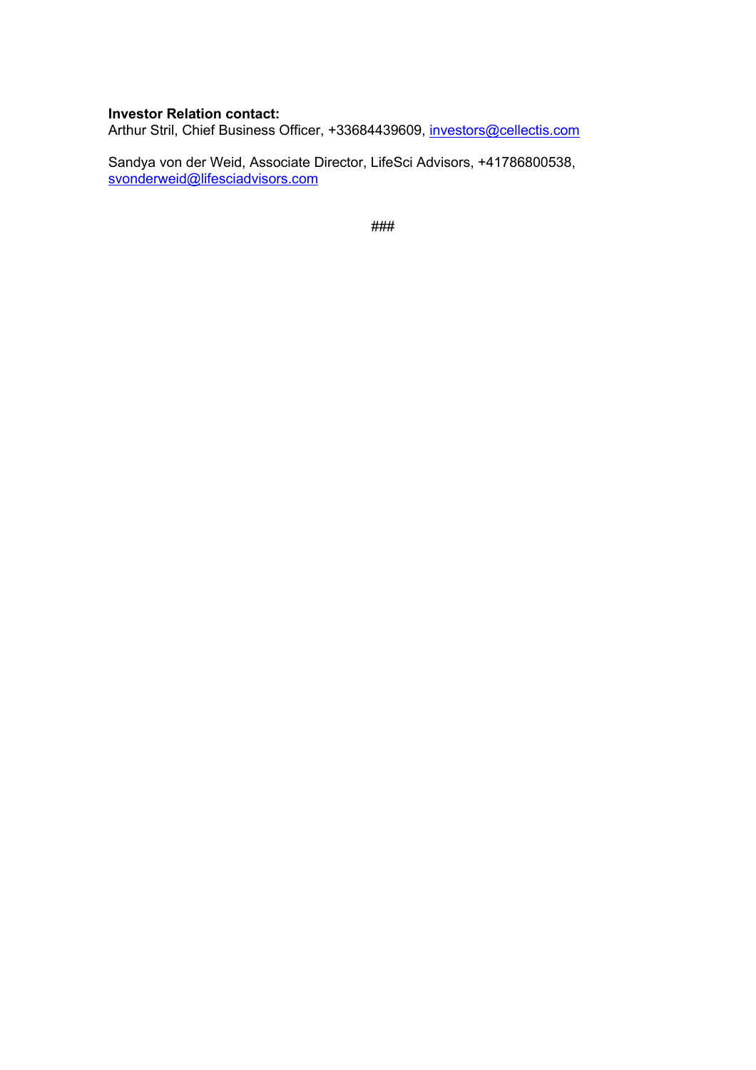**Investor Relation contact:**
Arthur Stril, Chief Business Officer, +33684439609, investors@cellectis.com

Sandya von der Weid, Associate Director, LifeSci Advisors, +41786800538, svonderweid@lifesciadvisors.com

###